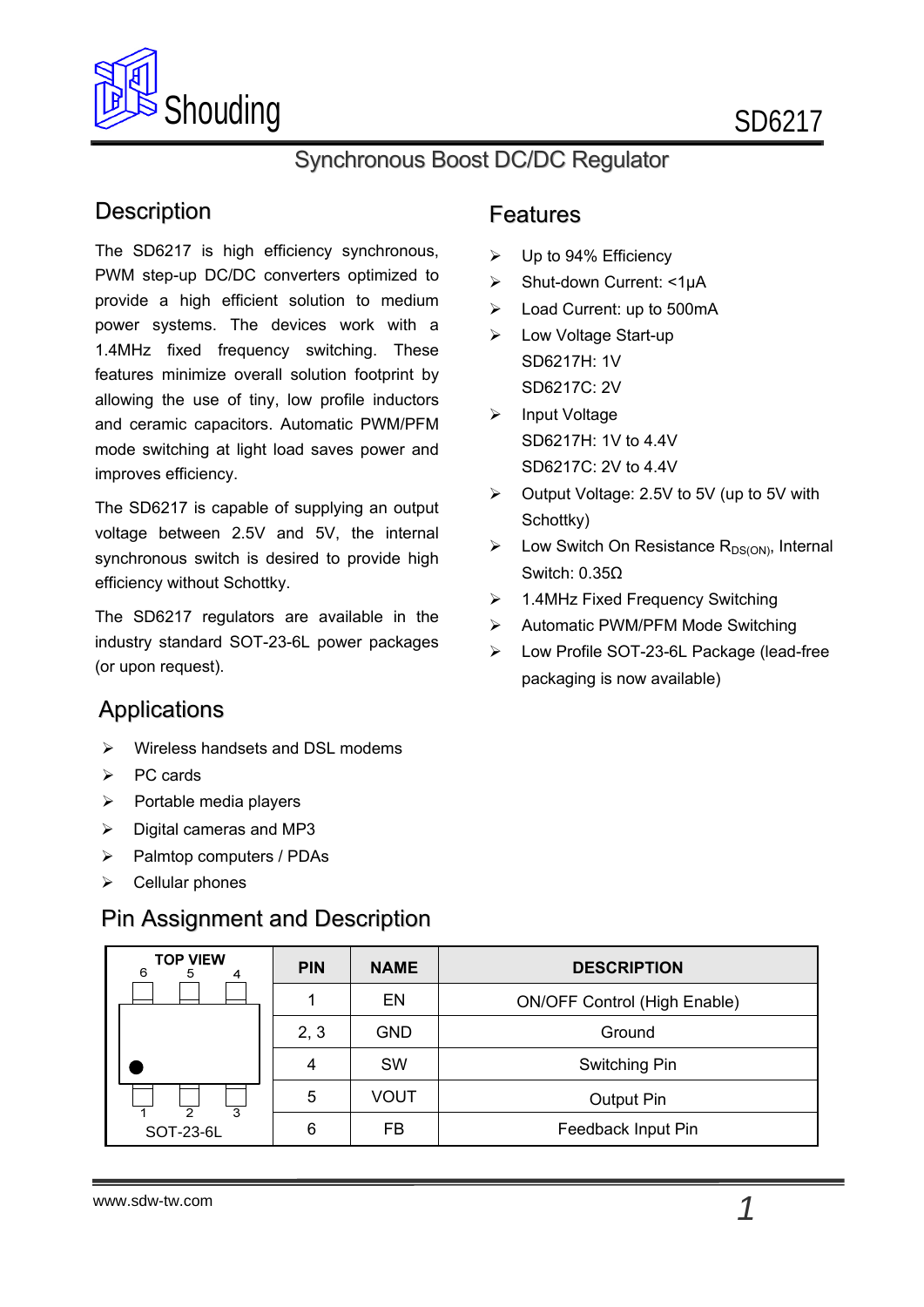# SD6217

## Synchronous Boost DC/DC Regulator

## Description

The SD6217 is high efficiency synchronous, PWM step-up DC/DC converters optimized to provide a high efficient solution to medium power systems. The devices work with a 1.4MHz fixed frequency switching. These features minimize overall solution footprint by allowing the use of tiny, low profile inductors and ceramic capacitors. Automatic PWM/PFM mode switching at light load saves power and improves efficiency.

The SD6217 is capable of supplying an output voltage between 2.5V and 5V, the internal synchronous switch is desired to provide high efficiency without Schottky.

The SD6217 regulators are available in the industry standard SOT-23-6L power packages (or upon request).

## Features

- Up to 94% Efficiency
- Shut-down Current: <1μA
- Load Current: up to 500mA
- Low Voltage Start-up
  SD6217H: 1V
  SD6217C: 2V
- Input Voltage
  SD6217H: 1V to 4.4V
  SD6217C: 2V to 4.4V
- Output Voltage: 2.5V to 5V (up to 5V with Schottky)
- Low Switch On Resistance $R_{DS(ON)}$, Internal Switch: 0.35Ω
- 1.4MHz Fixed Frequency Switching
- Automatic PWM/PFM Mode Switching
- Low Profile SOT-23-6L Package (lead-free packaging is now available)

## Applications

- Wireless handsets and DSL modems
- PC cards
- Portable media players
- Digital cameras and MP3
- Palmtop computers / PDAs
- Cellular phones

## Pin Assignment and Description

TOP VIEW (SOT-23-6L): pins 6, 5, 4 on top; pins 1, 2, 3 on bottom.

| PIN | NAME | DESCRIPTION |
|---|---|---|
| 1 | EN | ON/OFF Control (High Enable) |
| 2, 3 | GND | Ground |
| 4 | SW | Switching Pin |
| 5 | VOUT | Output Pin |
| 6 | FB | Feedback Input Pin |

www.sdw-tw.com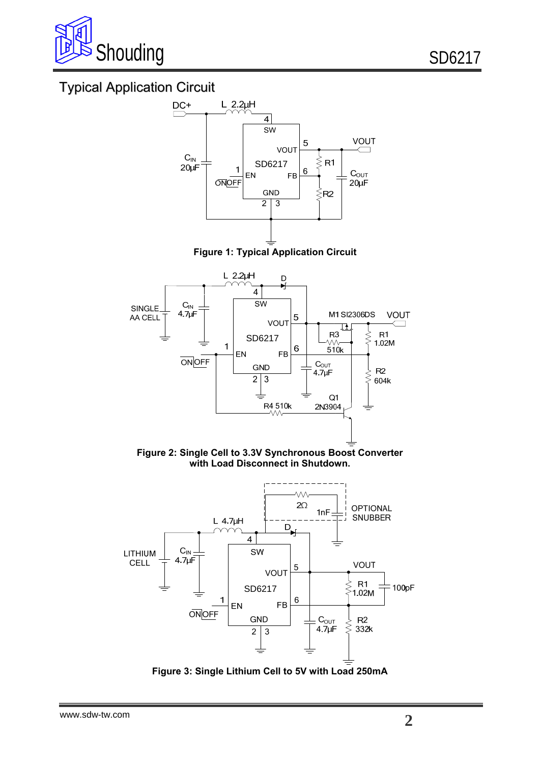## Typical Application Circuit

**Figure 1: Typical Application Circuit**

**Figure 2: Single Cell to 3.3V Synchronous Boost Converter with Load Disconnect in Shutdown.**

**Figure 3: Single Lithium Cell to 5V with Load 250mA**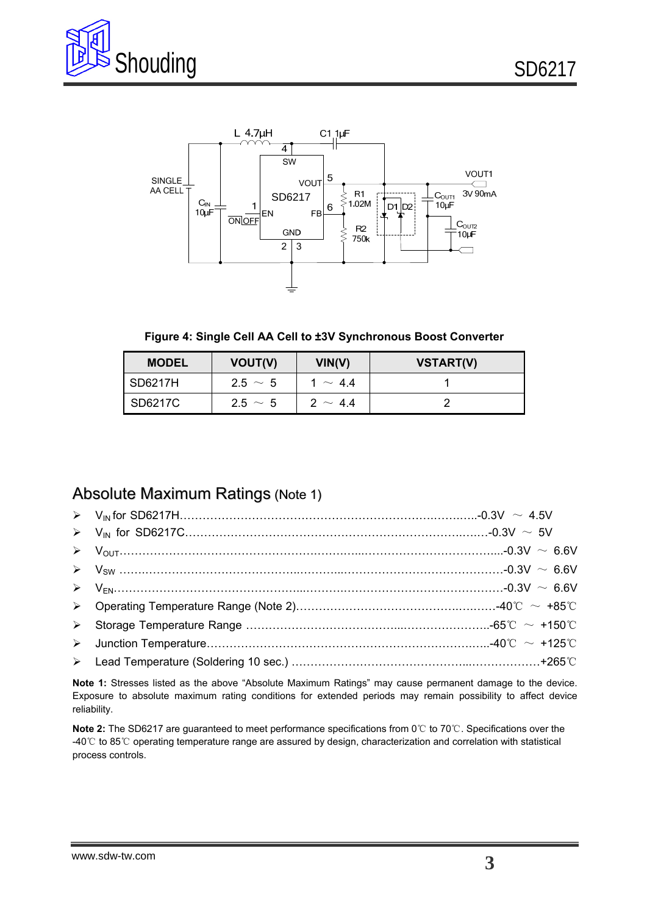Figure 4: Single Cell AA Cell to ±3V Synchronous Boost Converter

| MODEL | VOUT(V) | VIN(V) | VSTART(V) |
| --- | --- | --- | --- |
| SD6217H | 2.5 ~ 5 | 1 ~ 4.4 | 1 |
| SD6217C | 2.5 ~ 5 | 2 ~ 4.4 | 2 |

## Absolute Maximum Ratings (Note 1)

- $V_{IN}$ for SD6217H……………………………………………………………………-0.3V ~ 4.5V
- $V_{IN}$ for SD6217C……………………………………………………………………-0.3V ~ 5V
- $V_{OUT}$……………………………………………………………………………………-0.3V ~ 6.6V
- $V_{SW}$ ……………………………………………………………………………………-0.3V ~ 6.6V
- $V_{EN}$……………………………………………………………………………………-0.3V ~ 6.6V
- Operating Temperature Range (Note 2)……………………………………………-40℃ ~ +85℃
- Storage Temperature Range ……………………………………………………-65℃ ~ +150℃
- Junction Temperature…………………………………………………………………-40℃ ~ +125℃
- Lead Temperature (Soldering 10 sec.) …………………………………………………+265℃

**Note 1:** Stresses listed as the above "Absolute Maximum Ratings" may cause permanent damage to the device. Exposure to absolute maximum rating conditions for extended periods may remain possibility to affect device reliability.

**Note 2:** The SD6217 are guaranteed to meet performance specifications from 0℃ to 70℃. Specifications over the -40℃ to 85℃ operating temperature range are assured by design, characterization and correlation with statistical process controls.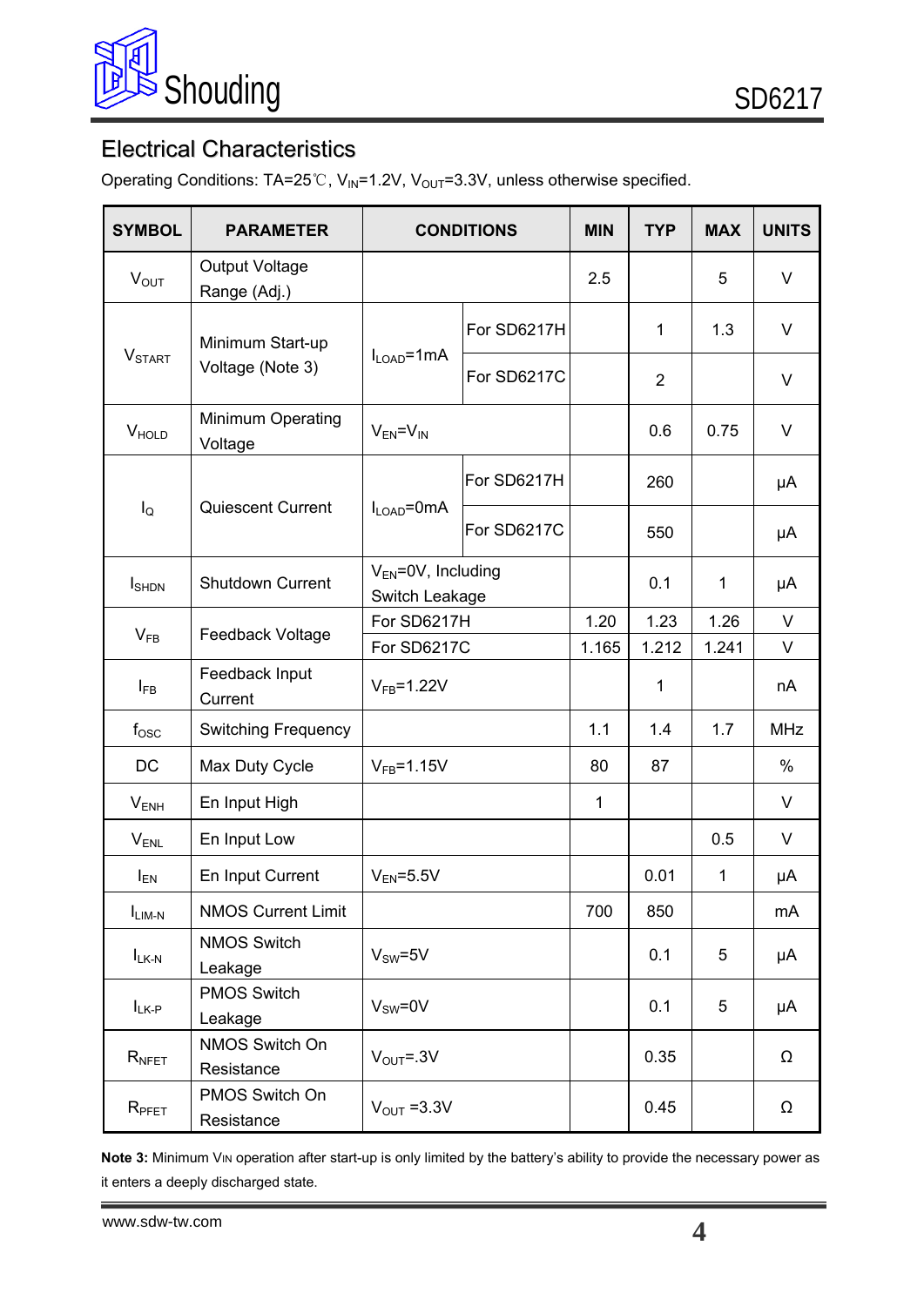## Electrical Characteristics

Operating Conditions: TA=25℃, $V_{IN}$=1.2V, $V_{OUT}$=3.3V, unless otherwise specified.

| SYMBOL | PARAMETER | CONDITIONS | | MIN | TYP | MAX | UNITS |
|---|---|---|---|---|---|---|---|
| $V_{OUT}$ | Output Voltage Range (Adj.) | | | 2.5 | | 5 | V |
| $V_{START}$ | Minimum Start-up Voltage (Note 3) | $I_{LOAD}$=1mA | For SD6217H | | 1 | 1.3 | V |
| | | | For SD6217C | | 2 | | V |
| $V_{HOLD}$ | Minimum Operating Voltage | $V_{EN}$=$V_{IN}$ | | | 0.6 | 0.75 | V |
| $I_Q$ | Quiescent Current | $I_{LOAD}$=0mA | For SD6217H | | 260 | | μA |
| | | | For SD6217C | | 550 | | μA |
| $I_{SHDN}$ | Shutdown Current | $V_{EN}$=0V, Including Switch Leakage | | | 0.1 | 1 | μA |
| $V_{FB}$ | Feedback Voltage | For SD6217H | | 1.20 | 1.23 | 1.26 | V |
| | | For SD6217C | | 1.165 | 1.212 | 1.241 | V |
| $I_{FB}$ | Feedback Input Current | $V_{FB}$=1.22V | | | 1 | | nA |
| $f_{OSC}$ | Switching Frequency | | | 1.1 | 1.4 | 1.7 | MHz |
| DC | Max Duty Cycle | $V_{FB}$=1.15V | | 80 | 87 | | % |
| $V_{ENH}$ | En Input High | | | 1 | | | V |
| $V_{ENL}$ | En Input Low | | | | | 0.5 | V |
| $I_{EN}$ | En Input Current | $V_{EN}$=5.5V | | | 0.01 | 1 | μA |
| $I_{LIM-N}$ | NMOS Current Limit | | | 700 | 850 | | mA |
| $I_{LK-N}$ | NMOS Switch Leakage | $V_{SW}$=5V | | | 0.1 | 5 | μA |
| $I_{LK-P}$ | PMOS Switch Leakage | $V_{SW}$=0V | | | 0.1 | 5 | μA |
| $R_{NFET}$ | NMOS Switch On Resistance | $V_{OUT}$=.3V | | | 0.35 | | Ω |
| $R_{PFET}$ | PMOS Switch On Resistance | $V_{OUT}$ =3.3V | | | 0.45 | | Ω |

**Note 3:** Minimum $V_{IN}$ operation after start-up is only limited by the battery's ability to provide the necessary power as it enters a deeply discharged state.

www.sdw-tw.com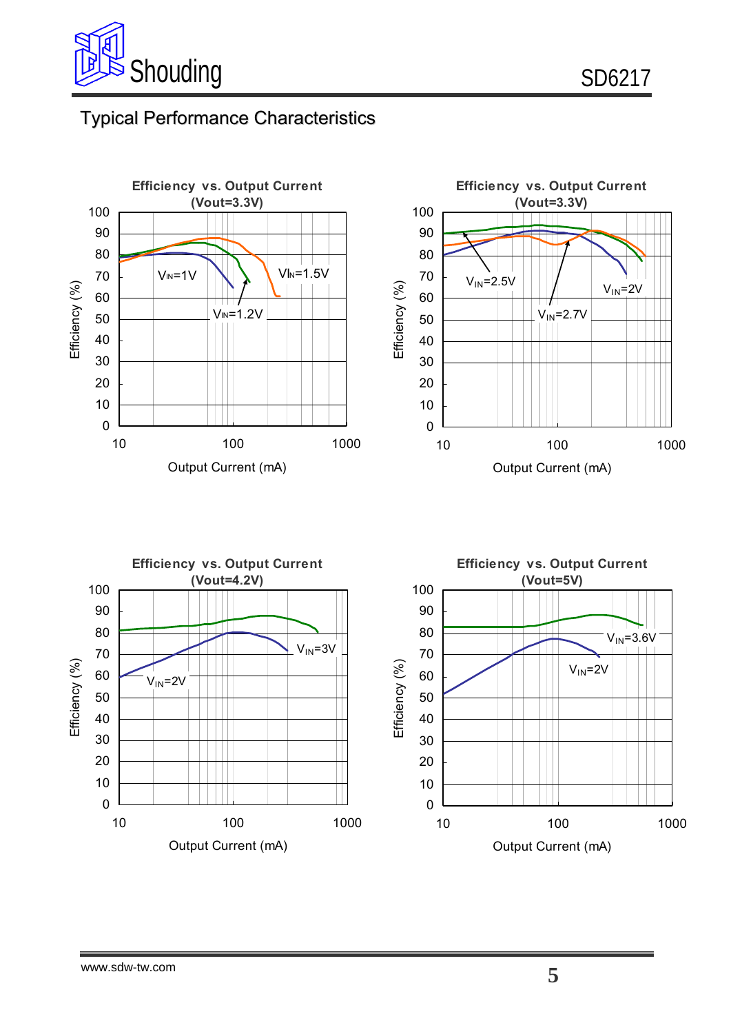## Typical Performance Characteristics

**Efficiency vs. Output Current (Vout=3.3V)**

Efficiency (%) vs. Output Current (mA); curves: $V_{IN}$=1V, $V_{IN}$=1.2V, $V_{IN}$=1.5V

**Efficiency vs. Output Current (Vout=3.3V)**

Efficiency (%) vs. Output Current (mA); curves: $V_{IN}$=2V, $V_{IN}$=2.5V, $V_{IN}$=2.7V

**Efficiency vs. Output Current (Vout=4.2V)**

Efficiency (%) vs. Output Current (mA); curves: $V_{IN}$=2V, $V_{IN}$=3V

**Efficiency vs. Output Current (Vout=5V)**

Efficiency (%) vs. Output Current (mA); curves: $V_{IN}$=2V, $V_{IN}$=3.6V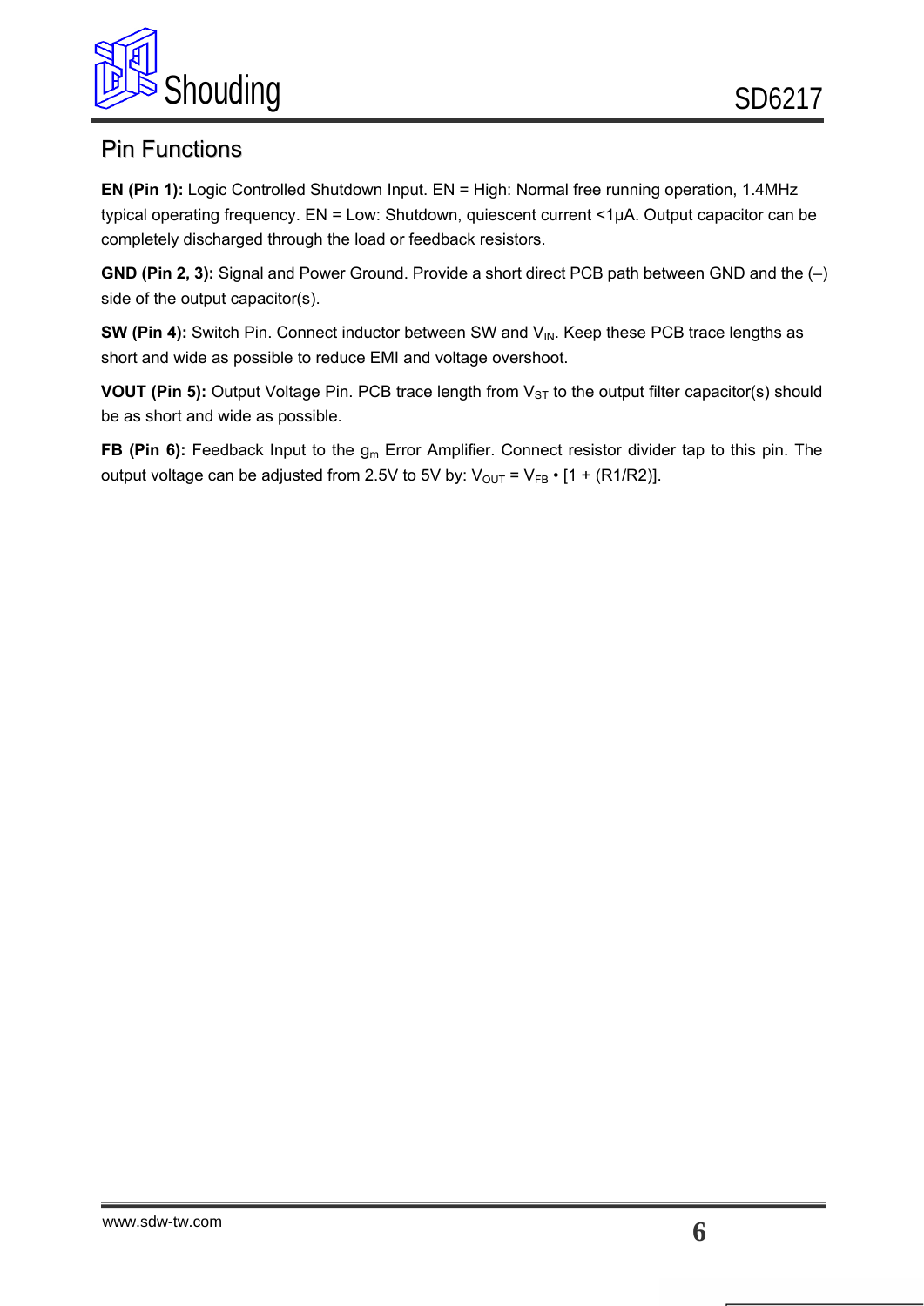## Pin Functions

**EN (Pin 1):** Logic Controlled Shutdown Input. EN = High: Normal free running operation, 1.4MHz typical operating frequency. EN = Low: Shutdown, quiescent current <1μA. Output capacitor can be completely discharged through the load or feedback resistors.

**GND (Pin 2, 3):** Signal and Power Ground. Provide a short direct PCB path between GND and the (–) side of the output capacitor(s).

**SW (Pin 4):** Switch Pin. Connect inductor between SW and $V_{IN}$. Keep these PCB trace lengths as short and wide as possible to reduce EMI and voltage overshoot.

**VOUT (Pin 5):** Output Voltage Pin. PCB trace length from $V_{ST}$ to the output filter capacitor(s) should be as short and wide as possible.

**FB (Pin 6):** Feedback Input to the $g_m$ Error Amplifier. Connect resistor divider tap to this pin. The output voltage can be adjusted from 2.5V to 5V by: $V_{OUT} = V_{FB} \cdot [1 + (R1/R2)]$.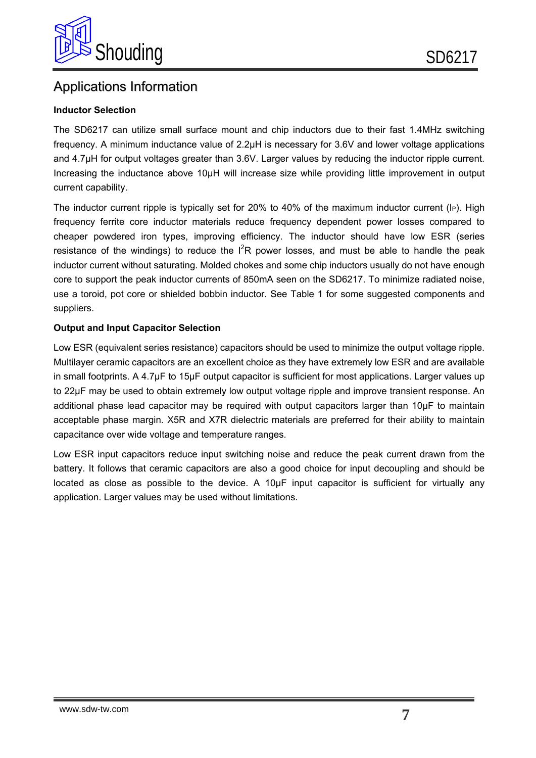## Applications Information

**Inductor Selection**

The SD6217 can utilize small surface mount and chip inductors due to their fast 1.4MHz switching frequency. A minimum inductance value of 2.2μH is necessary for 3.6V and lower voltage applications and 4.7μH for output voltages greater than 3.6V. Larger values by reducing the inductor ripple current. Increasing the inductance above 10μH will increase size while providing little improvement in output current capability.

The inductor current ripple is typically set for 20% to 40% of the maximum inductor current ($I_P$). High frequency ferrite core inductor materials reduce frequency dependent power losses compared to cheaper powdered iron types, improving efficiency. The inductor should have low ESR (series resistance of the windings) to reduce the $I^2R$ power losses, and must be able to handle the peak inductor current without saturating. Molded chokes and some chip inductors usually do not have enough core to support the peak inductor currents of 850mA seen on the SD6217. To minimize radiated noise, use a toroid, pot core or shielded bobbin inductor. See Table 1 for some suggested components and suppliers.

**Output and Input Capacitor Selection**

Low ESR (equivalent series resistance) capacitors should be used to minimize the output voltage ripple. Multilayer ceramic capacitors are an excellent choice as they have extremely low ESR and are available in small footprints. A 4.7μF to 15μF output capacitor is sufficient for most applications. Larger values up to 22μF may be used to obtain extremely low output voltage ripple and improve transient response. An additional phase lead capacitor may be required with output capacitors larger than 10μF to maintain acceptable phase margin. X5R and X7R dielectric materials are preferred for their ability to maintain capacitance over wide voltage and temperature ranges.

Low ESR input capacitors reduce input switching noise and reduce the peak current drawn from the battery. It follows that ceramic capacitors are also a good choice for input decoupling and should be located as close as possible to the device. A 10μF input capacitor is sufficient for virtually any application. Larger values may be used without limitations.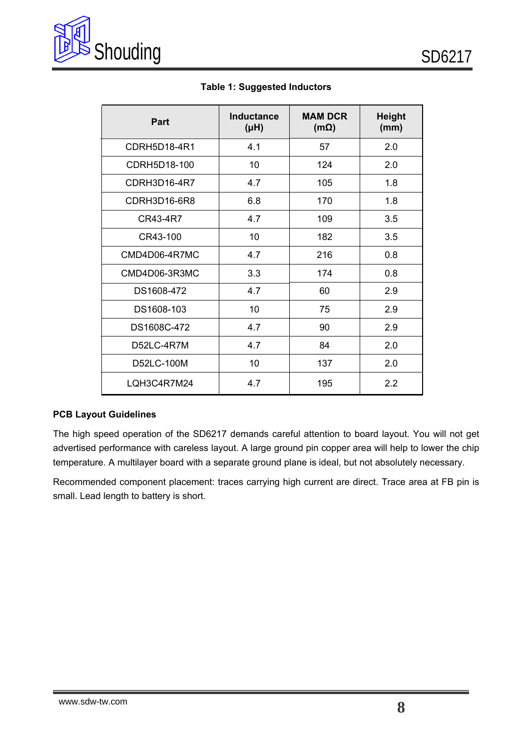**Table 1: Suggested Inductors**

| Part | Inductance (μH) | MAM DCR (mΩ) | Height (mm) |
|---|---|---|---|
| CDRH5D18-4R1 | 4.1 | 57 | 2.0 |
| CDRH5D18-100 | 10 | 124 | 2.0 |
| CDRH3D16-4R7 | 4.7 | 105 | 1.8 |
| CDRH3D16-6R8 | 6.8 | 170 | 1.8 |
| CR43-4R7 | 4.7 | 109 | 3.5 |
| CR43-100 | 10 | 182 | 3.5 |
| CMD4D06-4R7MC | 4.7 | 216 | 0.8 |
| CMD4D06-3R3MC | 3.3 | 174 | 0.8 |
| DS1608-472 | 4.7 | 60 | 2.9 |
| DS1608-103 | 10 | 75 | 2.9 |
| DS1608C-472 | 4.7 | 90 | 2.9 |
| D52LC-4R7M | 4.7 | 84 | 2.0 |
| D52LC-100M | 10 | 137 | 2.0 |
| LQH3C4R7M24 | 4.7 | 195 | 2.2 |

**PCB Layout Guidelines**

The high speed operation of the SD6217 demands careful attention to board layout. You will not get advertised performance with careless layout. A large ground pin copper area will help to lower the chip temperature. A multilayer board with a separate ground plane is ideal, but not absolutely necessary.

Recommended component placement: traces carrying high current are direct. Trace area at FB pin is small. Lead length to battery is short.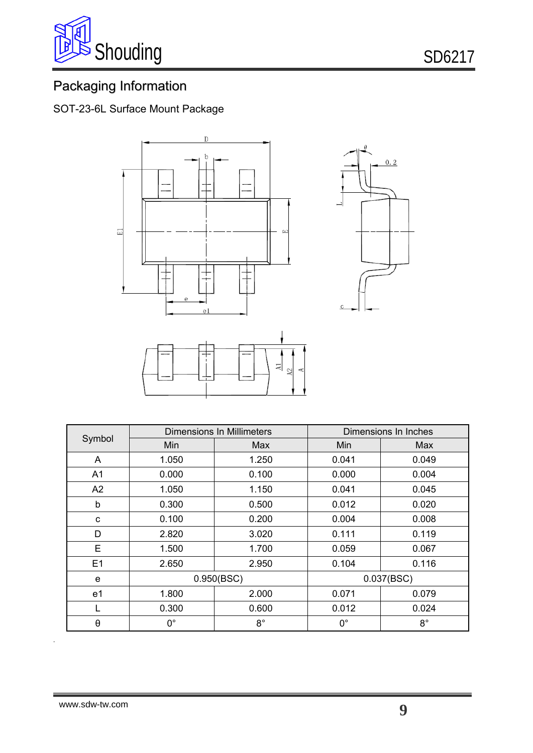## Packaging Information

SOT-23-6L Surface Mount Package

D

b

E1

E

e

e1

θ

0.2

L

c

A1

A2

A

| Symbol | Dimensions In Millimeters | | Dimensions In Inches | |
|---|---|---|---|---|
| | Min | Max | Min | Max |
| A | 1.050 | 1.250 | 0.041 | 0.049 |
| A1 | 0.000 | 0.100 | 0.000 | 0.004 |
| A2 | 1.050 | 1.150 | 0.041 | 0.045 |
| b | 0.300 | 0.500 | 0.012 | 0.020 |
| c | 0.100 | 0.200 | 0.004 | 0.008 |
| D | 2.820 | 3.020 | 0.111 | 0.119 |
| E | 1.500 | 1.700 | 0.059 | 0.067 |
| E1 | 2.650 | 2.950 | 0.104 | 0.116 |
| e | 0.950(BSC) | | 0.037(BSC) | |
| e1 | 1.800 | 2.000 | 0.071 | 0.079 |
| L | 0.300 | 0.600 | 0.012 | 0.024 |
| θ | 0° | 8° | 0° | 8° |